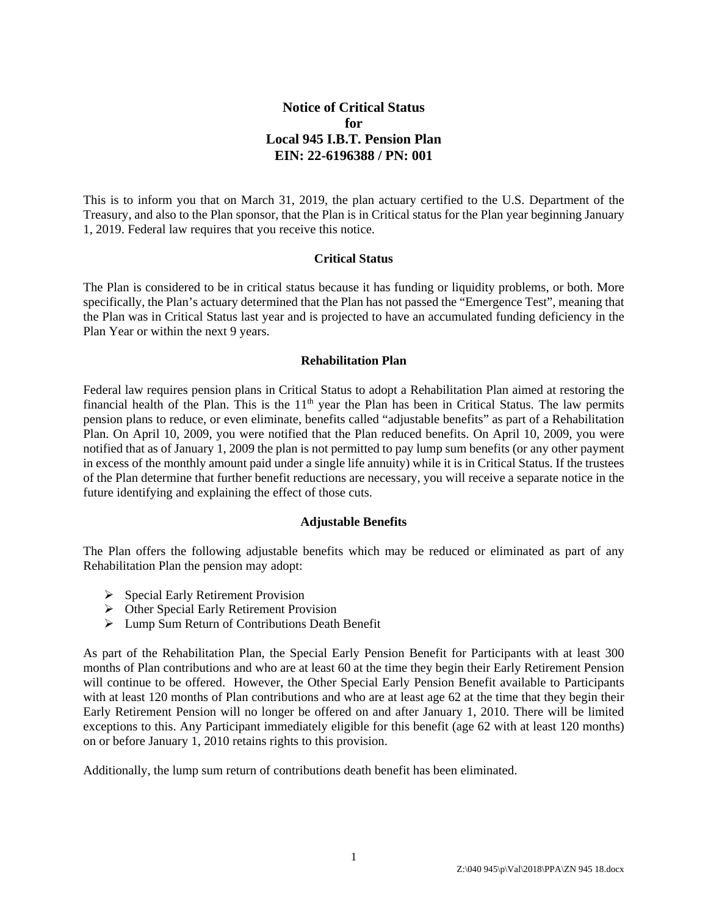# Notice of Critical Status
# for
# Local 945 I.B.T. Pension Plan
# EIN: 22-6196388 / PN: 001

This is to inform you that on March 31, 2019, the plan actuary certified to the U.S. Department of the Treasury, and also to the Plan sponsor, that the Plan is in Critical status for the Plan year beginning January 1, 2019. Federal law requires that you receive this notice.

## Critical Status

The Plan is considered to be in critical status because it has funding or liquidity problems, or both. More specifically, the Plan's actuary determined that the Plan has not passed the "Emergence Test", meaning that the Plan was in Critical Status last year and is projected to have an accumulated funding deficiency in the Plan Year or within the next 9 years.

## Rehabilitation Plan

Federal law requires pension plans in Critical Status to adopt a Rehabilitation Plan aimed at restoring the financial health of the Plan. This is the 11th year the Plan has been in Critical Status. The law permits pension plans to reduce, or even eliminate, benefits called "adjustable benefits" as part of a Rehabilitation Plan. On April 10, 2009, you were notified that the Plan reduced benefits. On April 10, 2009, you were notified that as of January 1, 2009 the plan is not permitted to pay lump sum benefits (or any other payment in excess of the monthly amount paid under a single life annuity) while it is in Critical Status. If the trustees of the Plan determine that further benefit reductions are necessary, you will receive a separate notice in the future identifying and explaining the effect of those cuts.

## Adjustable Benefits

The Plan offers the following adjustable benefits which may be reduced or eliminated as part of any Rehabilitation Plan the pension may adopt:

- Special Early Retirement Provision
- Other Special Early Retirement Provision
- Lump Sum Return of Contributions Death Benefit

As part of the Rehabilitation Plan, the Special Early Pension Benefit for Participants with at least 300 months of Plan contributions and who are at least 60 at the time they begin their Early Retirement Pension will continue to be offered. However, the Other Special Early Pension Benefit available to Participants with at least 120 months of Plan contributions and who are at least age 62 at the time that they begin their Early Retirement Pension will no longer be offered on and after January 1, 2010. There will be limited exceptions to this. Any Participant immediately eligible for this benefit (age 62 with at least 120 months) on or before January 1, 2010 retains rights to this provision.

Additionally, the lump sum return of contributions death benefit has been eliminated.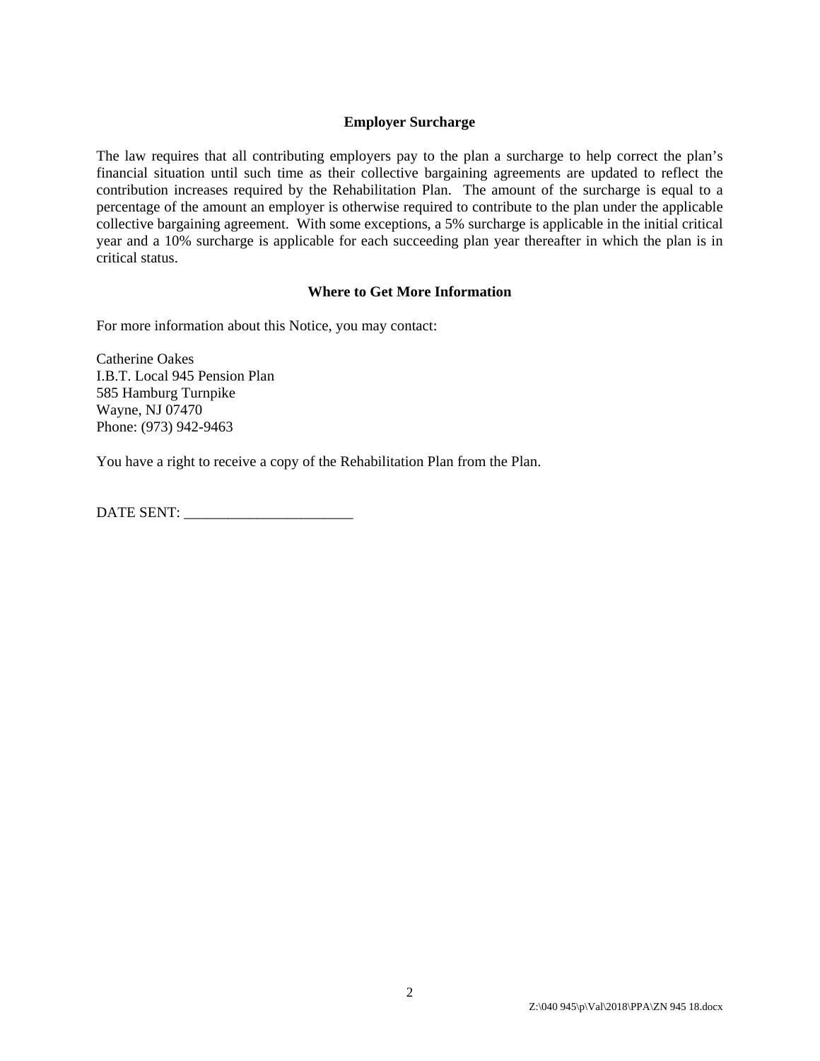## Employer Surcharge

The law requires that all contributing employers pay to the plan a surcharge to help correct the plan's financial situation until such time as their collective bargaining agreements are updated to reflect the contribution increases required by the Rehabilitation Plan. The amount of the surcharge is equal to a percentage of the amount an employer is otherwise required to contribute to the plan under the applicable collective bargaining agreement. With some exceptions, a 5% surcharge is applicable in the initial critical year and a 10% surcharge is applicable for each succeeding plan year thereafter in which the plan is in critical status.

## Where to Get More Information

For more information about this Notice, you may contact:

Catherine Oakes
I.B.T. Local 945 Pension Plan
585 Hamburg Turnpike
Wayne, NJ 07470
Phone: (973) 942-9463

You have a right to receive a copy of the Rehabilitation Plan from the Plan.

DATE SENT: _______________________